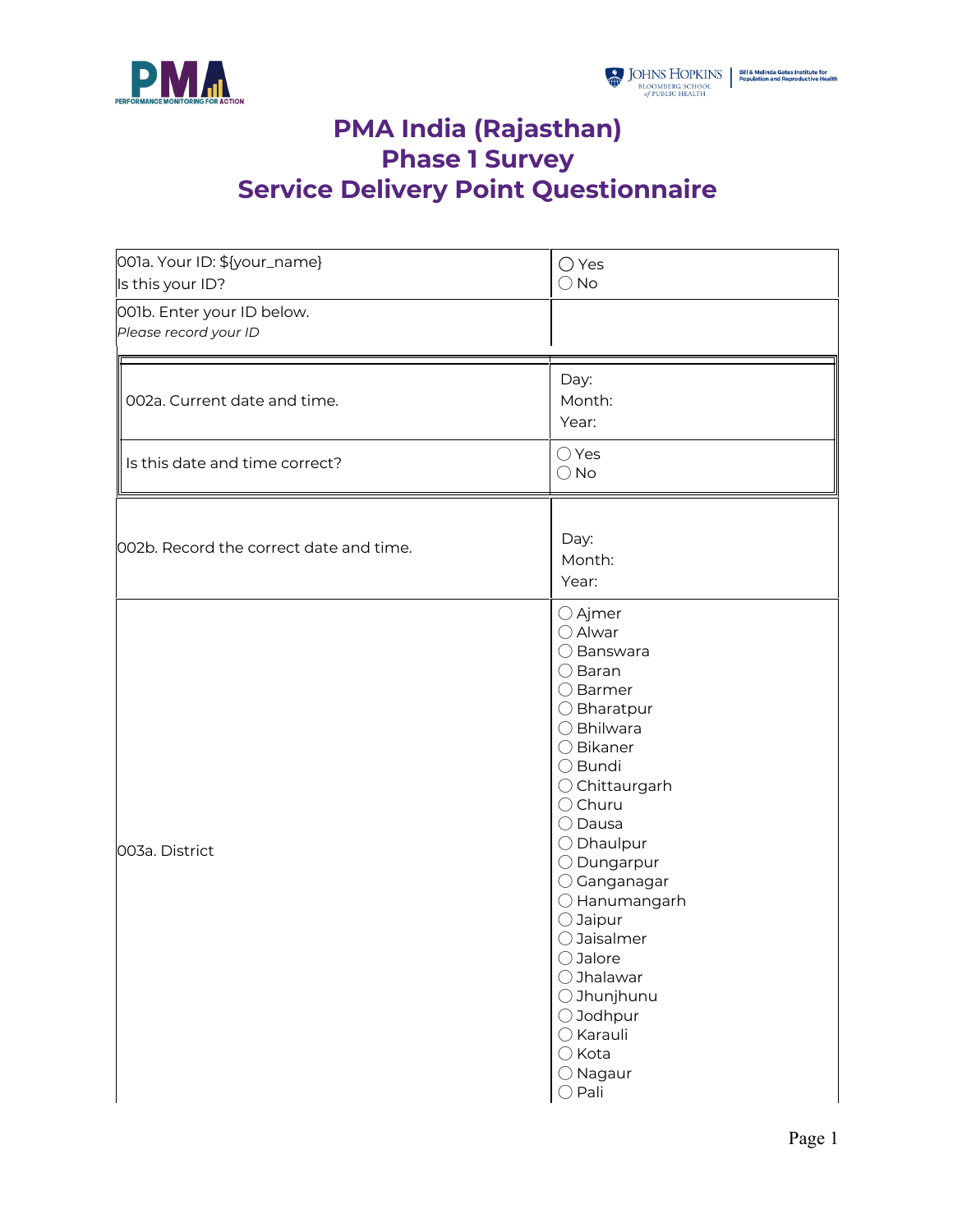# PMA India (Rajasthan)
# Phase 1 Survey
# Service Delivery Point Questionnaire

| Question | Response |
|---|---|
| 001a. Your ID: ${your_name}<br>Is this your ID? | ◯ Yes<br>◯ No |
| 001b. Enter your ID below.<br>*Please record your ID* | |
| 002a. Current date and time. | Day:<br>Month:<br>Year: |
| Is this date and time correct? | ◯ Yes<br>◯ No |
| 002b. Record the correct date and time. | Day:<br>Month:<br>Year: |
| 003a. District | ◯ Ajmer<br>◯ Alwar<br>◯ Banswara<br>◯ Baran<br>◯ Barmer<br>◯ Bharatpur<br>◯ Bhilwara<br>◯ Bikaner<br>◯ Bundi<br>◯ Chittaurgarh<br>◯ Churu<br>◯ Dausa<br>◯ Dhaulpur<br>◯ Dungarpur<br>◯ Ganganagar<br>◯ Hanumangarh<br>◯ Jaipur<br>◯ Jaisalmer<br>◯ Jalore<br>◯ Jhalawar<br>◯ Jhunjhunu<br>◯ Jodhpur<br>◯ Karauli<br>◯ Kota<br>◯ Nagaur<br>◯ Pali |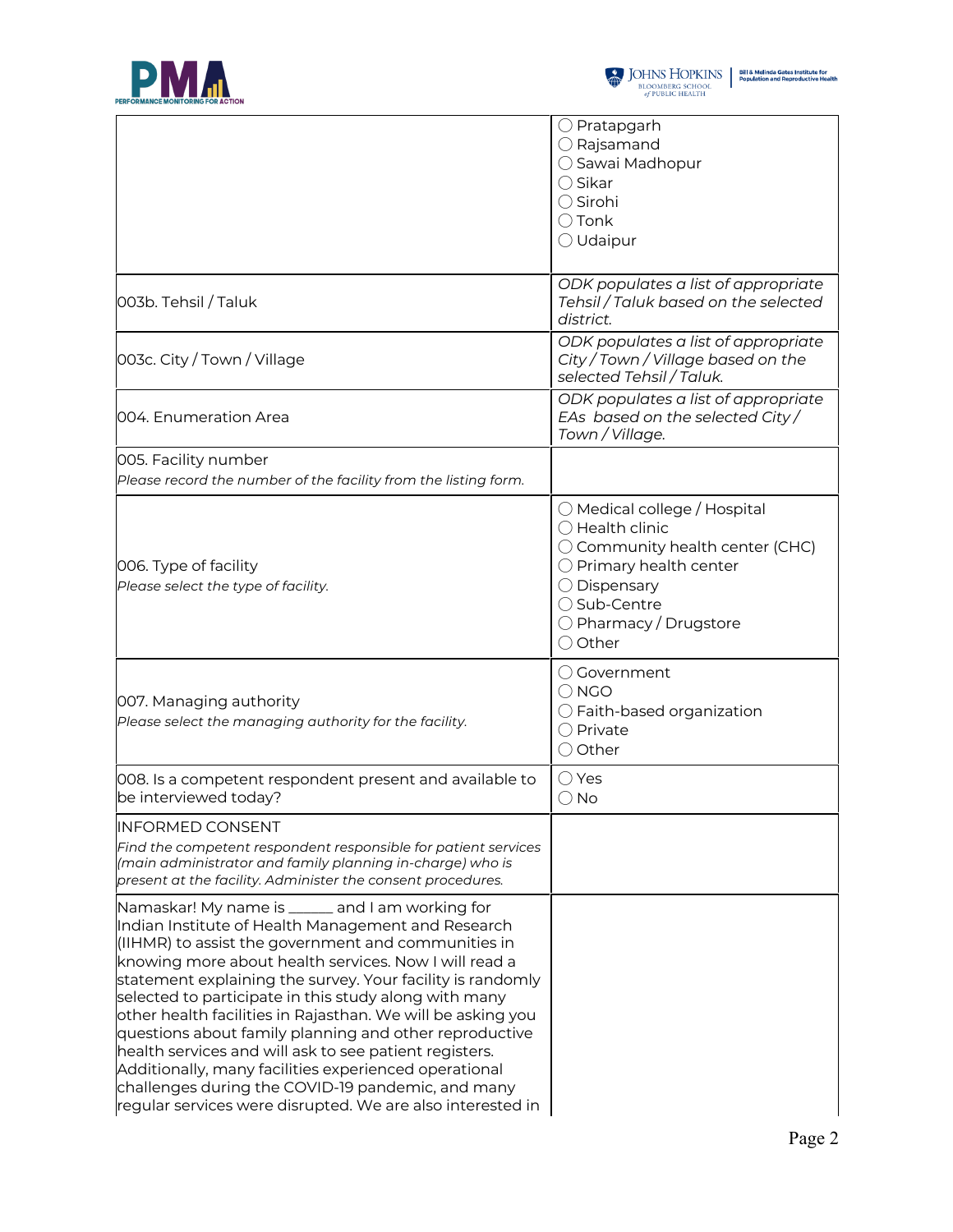| | |
|---|---|
| | ◯ Pratapgarh<br>◯ Rajsamand<br>◯ Sawai Madhopur<br>◯ Sikar<br>◯ Sirohi<br>◯ Tonk<br>◯ Udaipur |
| 003b. Tehsil / Taluk | *ODK populates a list of appropriate Tehsil / Taluk based on the selected district.* |
| 003c. City / Town / Village | *ODK populates a list of appropriate City / Town / Village based on the selected Tehsil / Taluk.* |
| 004. Enumeration Area | *ODK populates a list of appropriate EAs based on the selected City / Town / Village.* |
| 005. Facility number<br>*Please record the number of the facility from the listing form.* | |
| 006. Type of facility<br>*Please select the type of facility.* | ◯ Medical college / Hospital<br>◯ Health clinic<br>◯ Community health center (CHC)<br>◯ Primary health center<br>◯ Dispensary<br>◯ Sub-Centre<br>◯ Pharmacy / Drugstore<br>◯ Other |
| 007. Managing authority<br>*Please select the managing authority for the facility.* | ◯ Government<br>◯ NGO<br>◯ Faith-based organization<br>◯ Private<br>◯ Other |
| 008. Is a competent respondent present and available to be interviewed today? | ◯ Yes<br>◯ No |
| INFORMED CONSENT<br>*Find the competent respondent responsible for patient services (main administrator and family planning in-charge) who is present at the facility. Administer the consent procedures.* | |
| Namaskar! My name is ______ and I am working for Indian Institute of Health Management and Research (IIHMR) to assist the government and communities in knowing more about health services. Now I will read a statement explaining the survey. Your facility is randomly selected to participate in this study along with many other health facilities in Rajasthan. We will be asking you questions about family planning and other reproductive health services and will ask to see patient registers. Additionally, many facilities experienced operational challenges during the COVID-19 pandemic, and many regular services were disrupted. We are also interested in | |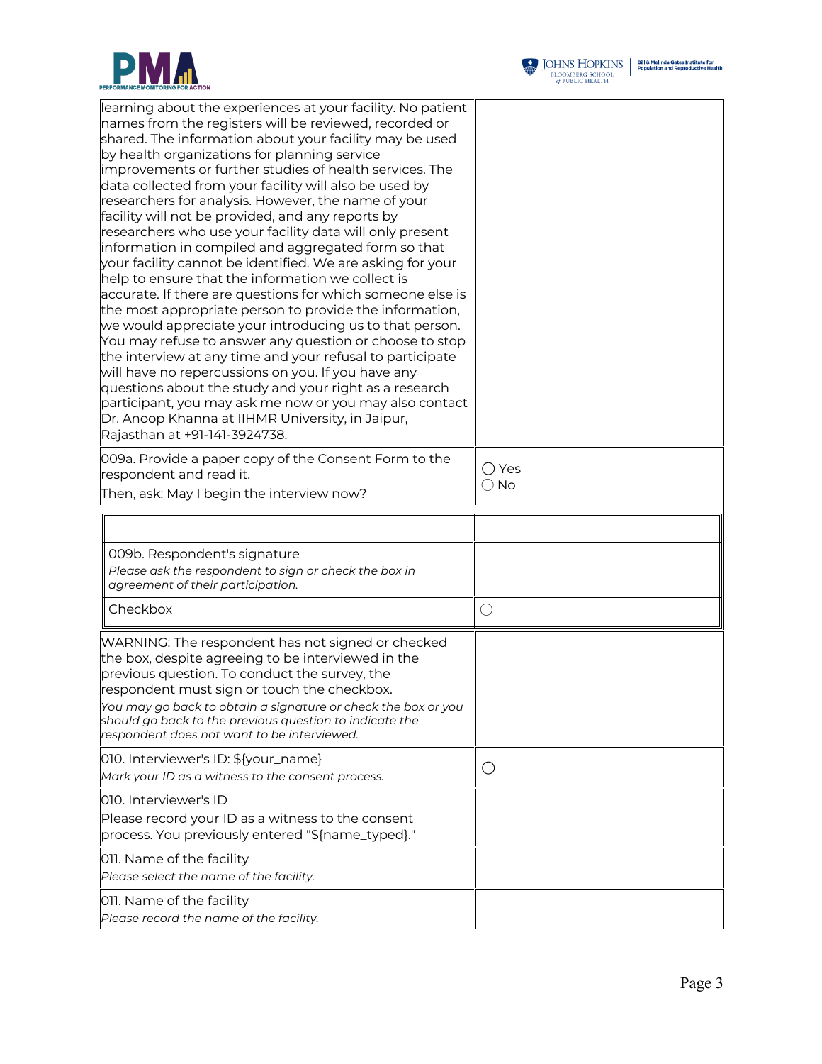| | |
|---|---|
| learning about the experiences at your facility. No patient names from the registers will be reviewed, recorded or shared. The information about your facility may be used by health organizations for planning service improvements or further studies of health services. The data collected from your facility will also be used by researchers for analysis. However, the name of your facility will not be provided, and any reports by researchers who use your facility data will only present information in compiled and aggregated form so that your facility cannot be identified. We are asking for your help to ensure that the information we collect is accurate. If there are questions for which someone else is the most appropriate person to provide the information, we would appreciate your introducing us to that person. You may refuse to answer any question or choose to stop the interview at any time and your refusal to participate will have no repercussions on you. If you have any questions about the study and your right as a research participant, you may ask me now or you may also contact Dr. Anoop Khanna at IIHMR University, in Jaipur, Rajasthan at +91-141-3924738. | |
| 009a. Provide a paper copy of the Consent Form to the respondent and read it.<br>Then, ask: May I begin the interview now? | ◯ Yes<br>◯ No |

| | |
|---|---|
| | |
| 009b. Respondent's signature<br>*Please ask the respondent to sign or check the box in agreement of their participation.* | |
| Checkbox | ◯ |

| | |
|---|---|
| WARNING: The respondent has not signed or checked the box, despite agreeing to be interviewed in the previous question. To conduct the survey, the respondent must sign or touch the checkbox.<br>*You may go back to obtain a signature or check the box or you should go back to the previous question to indicate the respondent does not want to be interviewed.* | |
| 010. Interviewer's ID: ${your_name}<br>*Mark your ID as a witness to the consent process.* | ◯ |
| 010. Interviewer's ID<br>Please record your ID as a witness to the consent process. You previously entered "${name_typed}." | |
| 011. Name of the facility<br>*Please select the name of the facility.* | |
| 011. Name of the facility<br>*Please record the name of the facility.* | |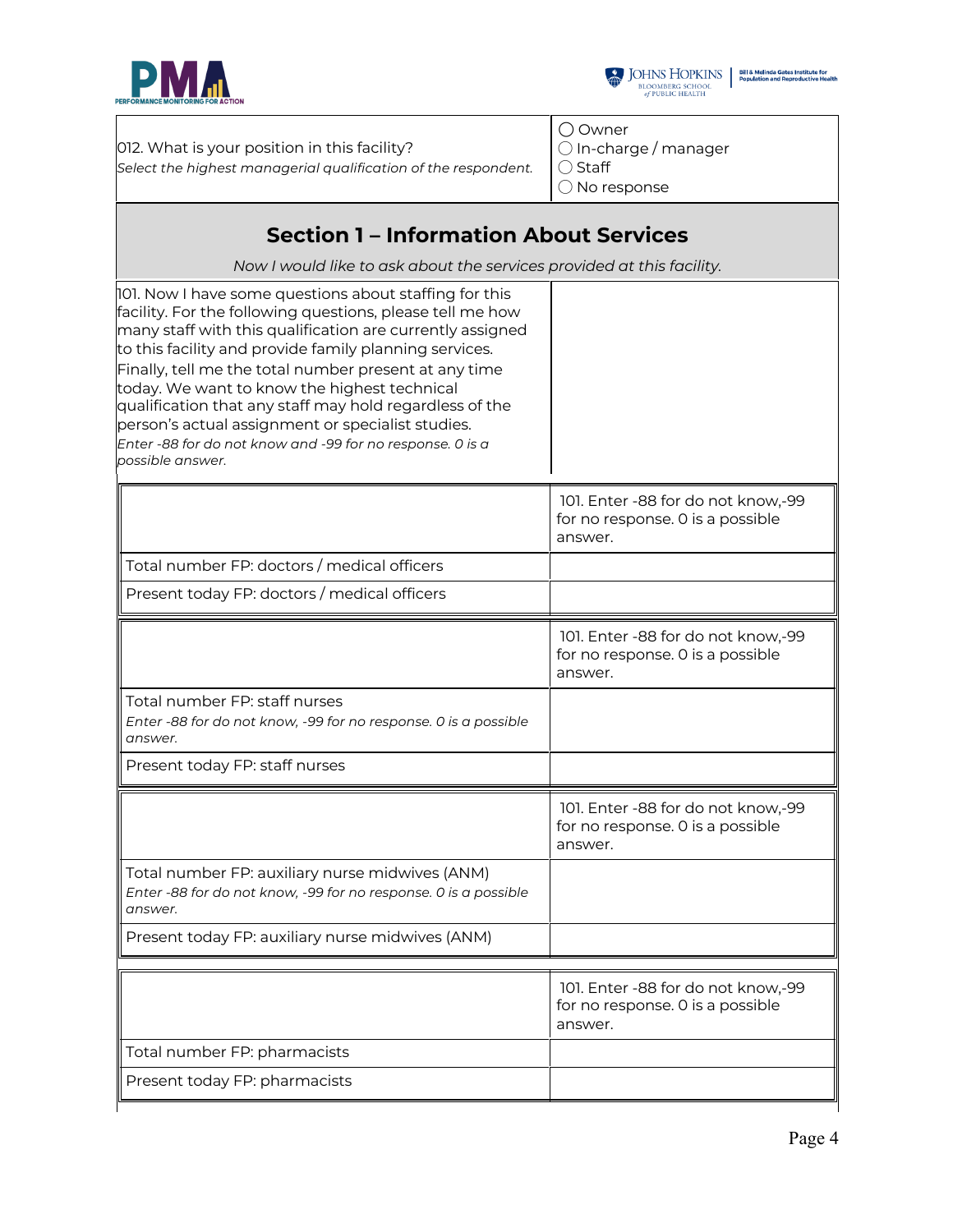| | |
|---|---|
| 012. What is your position in this facility?<br>*Select the highest managerial qualification of the respondent.* | ◯ Owner<br>◯ In-charge / manager<br>◯ Staff<br>◯ No response |

## Section 1 – Information About Services

*Now I would like to ask about the services provided at this facility.*

| | |
|---|---|
| 101. Now I have some questions about staffing for this facility. For the following questions, please tell me how many staff with this qualification are currently assigned to this facility and provide family planning services. Finally, tell me the total number present at any time today. We want to know the highest technical qualification that any staff may hold regardless of the person's actual assignment or specialist studies.<br>*Enter -88 for do not know and -99 for no response. 0 is a possible answer.* | |

| | 101. Enter -88 for do not know,-99 for no response. 0 is a possible answer. |
|---|---|
| Total number FP: doctors / medical officers | |
| Present today FP: doctors / medical officers | |

| | 101. Enter -88 for do not know,-99 for no response. 0 is a possible answer. |
|---|---|
| Total number FP: staff nurses<br>*Enter -88 for do not know, -99 for no response. 0 is a possible answer.* | |
| Present today FP: staff nurses | |

| | 101. Enter -88 for do not know,-99 for no response. 0 is a possible answer. |
|---|---|
| Total number FP: auxiliary nurse midwives (ANM)<br>*Enter -88 for do not know, -99 for no response. 0 is a possible answer.* | |
| Present today FP: auxiliary nurse midwives (ANM) | |

| | 101. Enter -88 for do not know,-99 for no response. 0 is a possible answer. |
|---|---|
| Total number FP: pharmacists | |
| Present today FP: pharmacists | |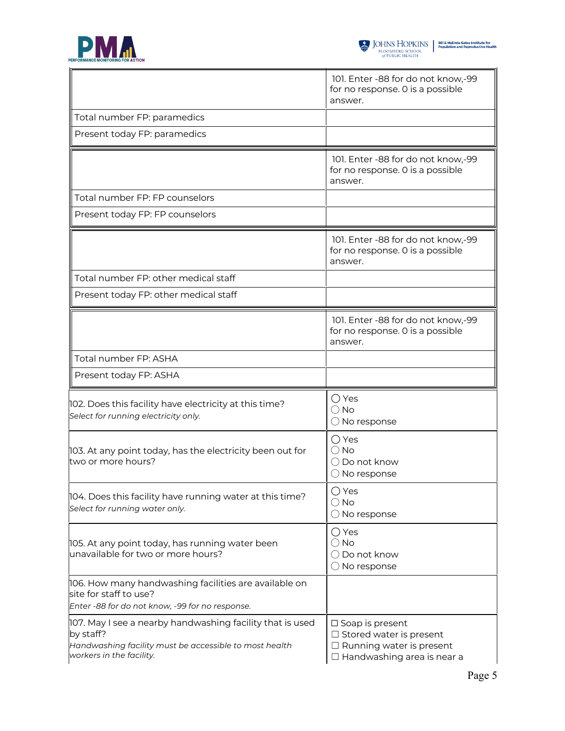| | 101. Enter -88 for do not know,-99 for no response. 0 is a possible answer. |
|---|---|
| Total number FP: paramedics | |
| Present today FP: paramedics | |

| | 101. Enter -88 for do not know,-99 for no response. 0 is a possible answer. |
|---|---|
| Total number FP: FP counselors | |
| Present today FP: FP counselors | |

| | 101. Enter -88 for do not know,-99 for no response. 0 is a possible answer. |
|---|---|
| Total number FP: other medical staff | |
| Present today FP: other medical staff | |

| | 101. Enter -88 for do not know,-99 for no response. 0 is a possible answer. |
|---|---|
| Total number FP: ASHA | |
| Present today FP: ASHA | |

| | |
|---|---|
| 102. Does this facility have electricity at this time?<br>*Select for running electricity only.* | ◯ Yes<br>◯ No<br>◯ No response |
| 103. At any point today, has the electricity been out for two or more hours? | ◯ Yes<br>◯ No<br>◯ Do not know<br>◯ No response |
| 104. Does this facility have running water at this time?<br>*Select for running water only.* | ◯ Yes<br>◯ No<br>◯ No response |
| 105. At any point today, has running water been unavailable for two or more hours? | ◯ Yes<br>◯ No<br>◯ Do not know<br>◯ No response |
| 106. How many handwashing facilities are available on site for staff to use?<br>*Enter -88 for do not know, -99 for no response.* | |
| 107. May I see a nearby handwashing facility that is used by staff?<br>*Handwashing facility must be accessible to most health workers in the facility.* | ☐ Soap is present<br>☐ Stored water is present<br>☐ Running water is present<br>☐ Handwashing area is near a |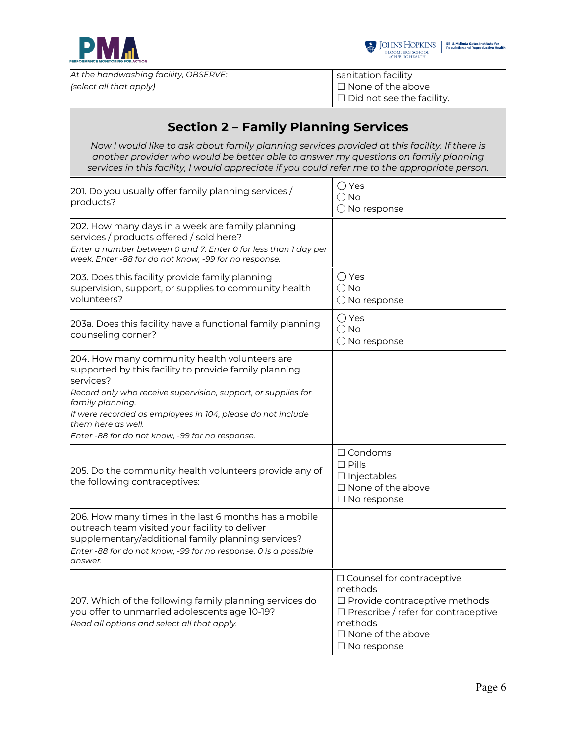| *At the handwashing facility, OBSERVE:* *(select all that apply)* | sanitation facility<br>☐ None of the above<br>☐ Did not see the facility. |
|---|---|

## Section 2 – Family Planning Services

*Now I would like to ask about family planning services provided at this facility. If there is another provider who would be better able to answer my questions on family planning services in this facility, I would appreciate if you could refer me to the appropriate person.*

| Question | Response |
|---|---|
| 201. Do you usually offer family planning services / products? | ◯ Yes<br>◯ No<br>◯ No response |
| 202. How many days in a week are family planning services / products offered / sold here?<br>*Enter a number between 0 and 7. Enter 0 for less than 1 day per week. Enter -88 for do not know, -99 for no response.* | |
| 203. Does this facility provide family planning supervision, support, or supplies to community health volunteers? | ◯ Yes<br>◯ No<br>◯ No response |
| 203a. Does this facility have a functional family planning counseling corner? | ◯ Yes<br>◯ No<br>◯ No response |
| 204. How many community health volunteers are supported by this facility to provide family planning services?<br>*Record only who receive supervision, support, or supplies for family planning.*<br>*If were recorded as employees in 104, please do not include them here as well.*<br>*Enter -88 for do not know, -99 for no response.* | |
| 205. Do the community health volunteers provide any of the following contraceptives: | ☐ Condoms<br>☐ Pills<br>☐ Injectables<br>☐ None of the above<br>☐ No response |
| 206. How many times in the last 6 months has a mobile outreach team visited your facility to deliver supplementary/additional family planning services?<br>*Enter -88 for do not know, -99 for no response. 0 is a possible answer.* | |
| 207. Which of the following family planning services do you offer to unmarried adolescents age 10-19?<br>*Read all options and select all that apply.* | ☐ Counsel for contraceptive methods<br>☐ Provide contraceptive methods<br>☐ Prescribe / refer for contraceptive methods<br>☐ None of the above<br>☐ No response |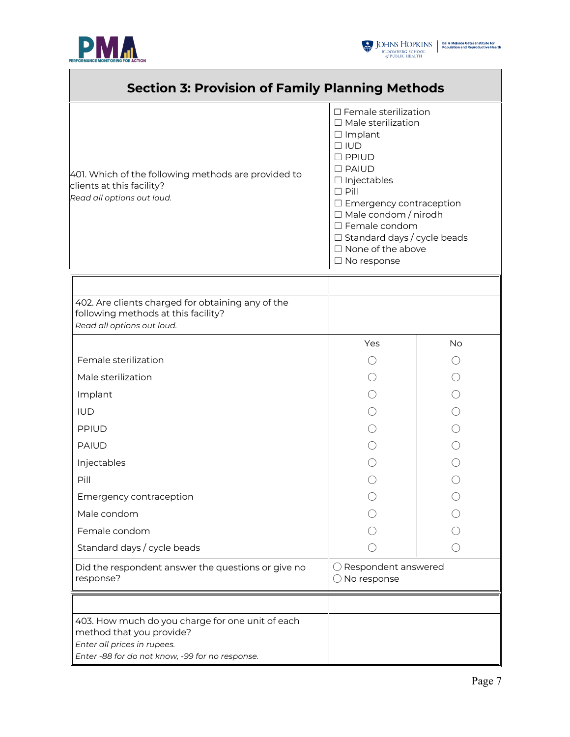## Section 3: Provision of Family Planning Methods

| | |
|---|---|
| 401. Which of the following methods are provided to clients at this facility?<br>*Read all options out loud.* | ☐ Female sterilization<br>☐ Male sterilization<br>☐ Implant<br>☐ IUD<br>☐ PPIUD<br>☐ PAIUD<br>☐ Injectables<br>☐ Pill<br>☐ Emergency contraception<br>☐ Male condom / nirodh<br>☐ Female condom<br>☐ Standard days / cycle beads<br>☐ None of the above<br>☐ No response |

| 402. Are clients charged for obtaining any of the following methods at this facility?<br>*Read all options out loud.* | | |
|---|---|---|
| | Yes | No |
| Female sterilization | ◯ | ◯ |
| Male sterilization | ◯ | ◯ |
| Implant | ◯ | ◯ |
| IUD | ◯ | ◯ |
| PPIUD | ◯ | ◯ |
| PAIUD | ◯ | ◯ |
| Injectables | ◯ | ◯ |
| Pill | ◯ | ◯ |
| Emergency contraception | ◯ | ◯ |
| Male condom | ◯ | ◯ |
| Female condom | ◯ | ◯ |
| Standard days / cycle beads | ◯ | ◯ |
| Did the respondent answer the questions or give no response? | ◯ Respondent answered<br>◯ No response | |

| | |
|---|---|
| 403. How much do you charge for one unit of each method that you provide?<br>*Enter all prices in rupees.*<br>*Enter -88 for do not know, -99 for no response.* | |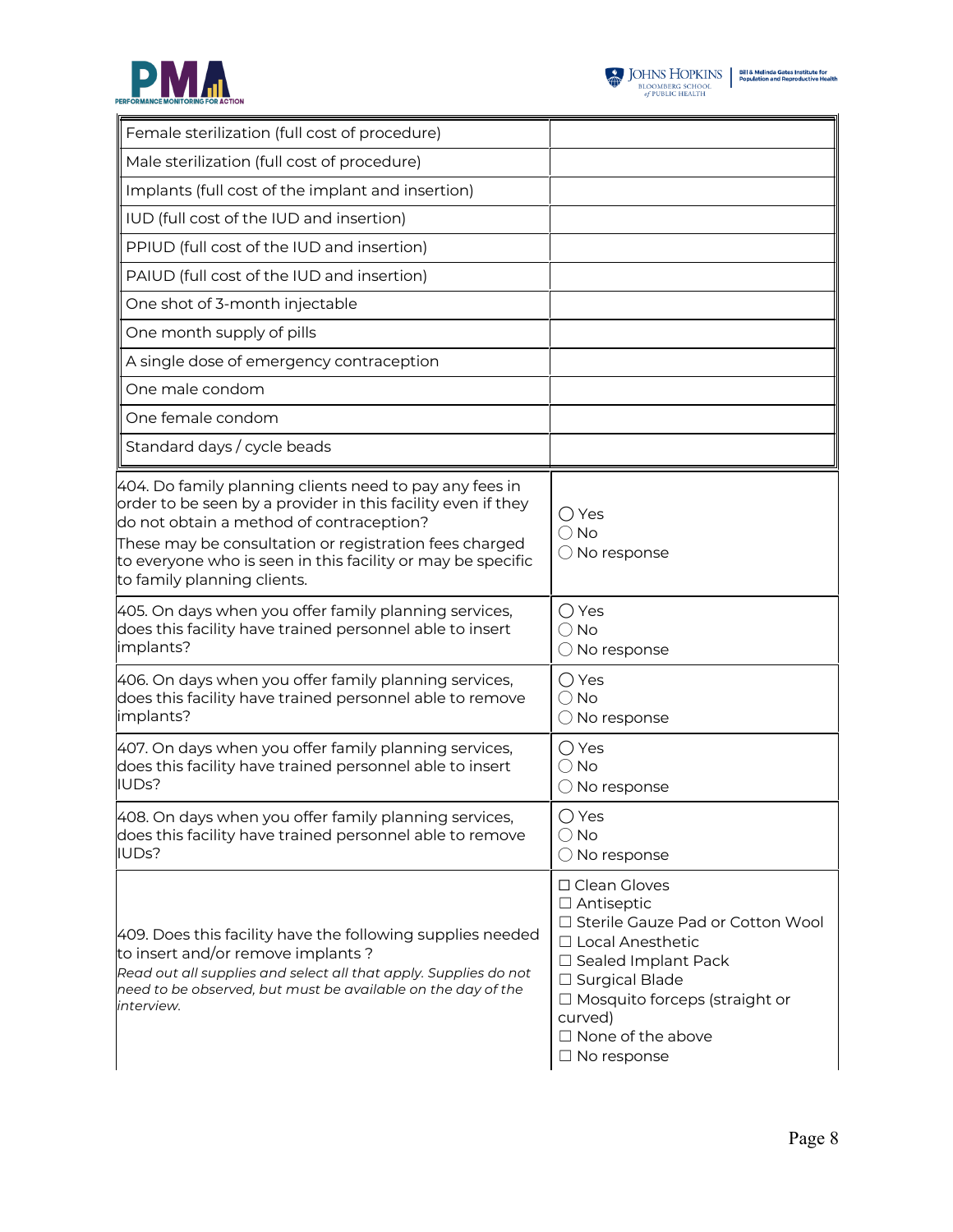| | |
|---|---|
| Female sterilization (full cost of procedure) | |
| Male sterilization (full cost of procedure) | |
| Implants (full cost of the implant and insertion) | |
| IUD (full cost of the IUD and insertion) | |
| PPIUD (full cost of the IUD and insertion) | |
| PAIUD (full cost of the IUD and insertion) | |
| One shot of 3-month injectable | |
| One month supply of pills | |
| A single dose of emergency contraception | |
| One male condom | |
| One female condom | |
| Standard days / cycle beads | |

| | |
|---|---|
| 404. Do family planning clients need to pay any fees in order to be seen by a provider in this facility even if they do not obtain a method of contraception?<br>These may be consultation or registration fees charged to everyone who is seen in this facility or may be specific to family planning clients. | ◯ Yes<br>◯ No<br>◯ No response |
| 405. On days when you offer family planning services, does this facility have trained personnel able to insert implants? | ◯ Yes<br>◯ No<br>◯ No response |
| 406. On days when you offer family planning services, does this facility have trained personnel able to remove implants? | ◯ Yes<br>◯ No<br>◯ No response |
| 407. On days when you offer family planning services, does this facility have trained personnel able to insert IUDs? | ◯ Yes<br>◯ No<br>◯ No response |
| 408. On days when you offer family planning services, does this facility have trained personnel able to remove IUDs? | ◯ Yes<br>◯ No<br>◯ No response |
| 409. Does this facility have the following supplies needed to insert and/or remove implants ?<br>*Read out all supplies and select all that apply. Supplies do not need to be observed, but must be available on the day of the interview.* | ☐ Clean Gloves<br>☐ Antiseptic<br>☐ Sterile Gauze Pad or Cotton Wool<br>☐ Local Anesthetic<br>☐ Sealed Implant Pack<br>☐ Surgical Blade<br>☐ Mosquito forceps (straight or curved)<br>☐ None of the above<br>☐ No response |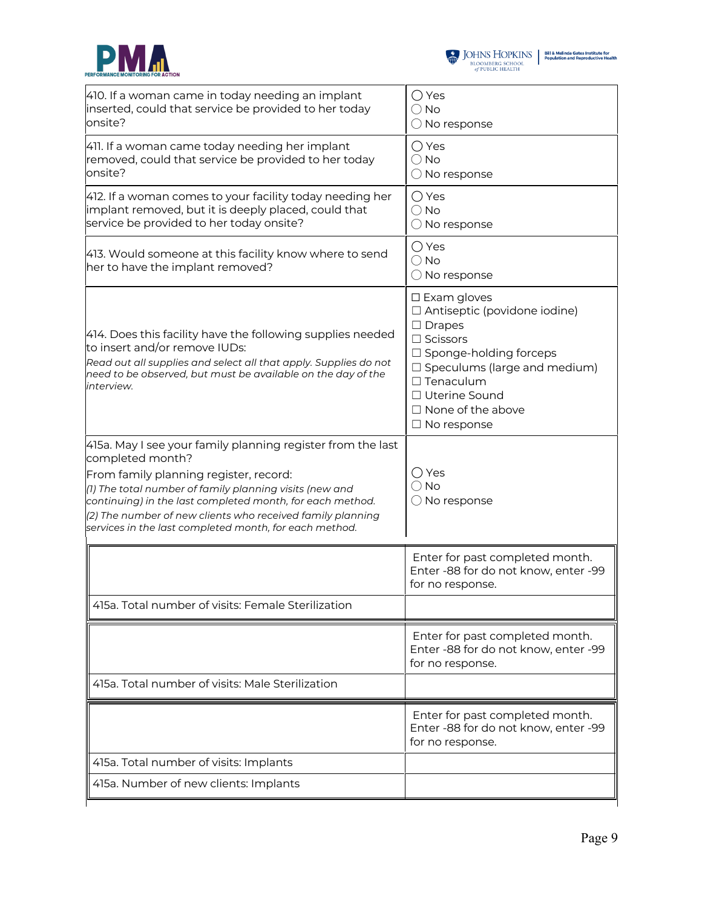| Question | Response |
|---|---|
| 410. If a woman came in today needing an implant inserted, could that service be provided to her today onsite? | ◯ Yes<br>◯ No<br>◯ No response |
| 411. If a woman came today needing her implant removed, could that service be provided to her today onsite? | ◯ Yes<br>◯ No<br>◯ No response |
| 412. If a woman comes to your facility today needing her implant removed, but it is deeply placed, could that service be provided to her today onsite? | ◯ Yes<br>◯ No<br>◯ No response |
| 413. Would someone at this facility know where to send her to have the implant removed? | ◯ Yes<br>◯ No<br>◯ No response |
| 414. Does this facility have the following supplies needed to insert and/or remove IUDs:<br>*Read out all supplies and select all that apply. Supplies do not need to be observed, but must be available on the day of the interview.* | ☐ Exam gloves<br>☐ Antiseptic (povidone iodine)<br>☐ Drapes<br>☐ Scissors<br>☐ Sponge-holding forceps<br>☐ Speculums (large and medium)<br>☐ Tenaculum<br>☐ Uterine Sound<br>☐ None of the above<br>☐ No response |
| 415a. May I see your family planning register from the last completed month?<br>From family planning register, record:<br>*(1) The total number of family planning visits (new and continuing) in the last completed month, for each method.*<br>*(2) The number of new clients who received family planning services in the last completed month, for each method.* | ◯ Yes<br>◯ No<br>◯ No response |

| | Enter for past completed month. Enter -88 for do not know, enter -99 for no response. |
|---|---|
| 415a. Total number of visits: Female Sterilization | |

| | Enter for past completed month. Enter -88 for do not know, enter -99 for no response. |
|---|---|
| 415a. Total number of visits: Male Sterilization | |

| | Enter for past completed month. Enter -88 for do not know, enter -99 for no response. |
|---|---|
| 415a. Total number of visits: Implants | |
| 415a. Number of new clients: Implants | |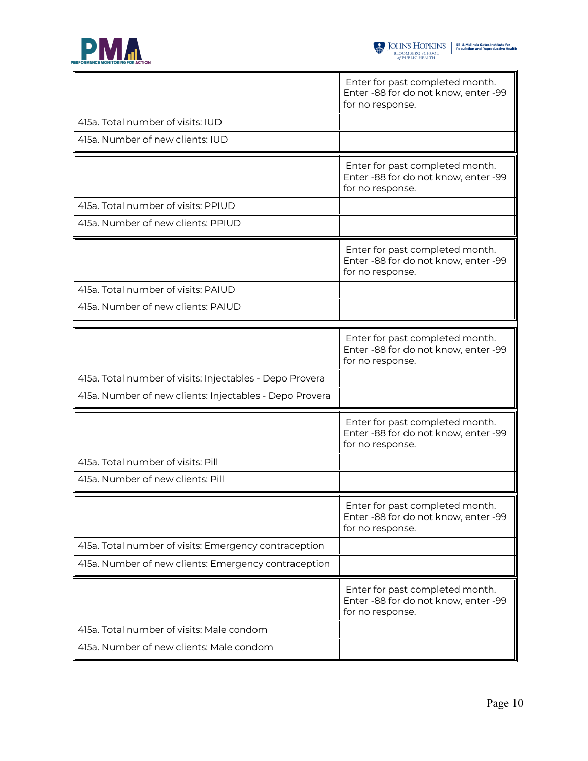| | Enter for past completed month. Enter -88 for do not know, enter -99 for no response. |
|---|---|
| 415a. Total number of visits: IUD | |
| 415a. Number of new clients: IUD | |

| | Enter for past completed month. Enter -88 for do not know, enter -99 for no response. |
|---|---|
| 415a. Total number of visits: PPIUD | |
| 415a. Number of new clients: PPIUD | |

| | Enter for past completed month. Enter -88 for do not know, enter -99 for no response. |
|---|---|
| 415a. Total number of visits: PAIUD | |
| 415a. Number of new clients: PAIUD | |

| | Enter for past completed month. Enter -88 for do not know, enter -99 for no response. |
|---|---|
| 415a. Total number of visits: Injectables - Depo Provera | |
| 415a. Number of new clients: Injectables - Depo Provera | |

| | Enter for past completed month. Enter -88 for do not know, enter -99 for no response. |
|---|---|
| 415a. Total number of visits: Pill | |
| 415a. Number of new clients: Pill | |

| | Enter for past completed month. Enter -88 for do not know, enter -99 for no response. |
|---|---|
| 415a. Total number of visits: Emergency contraception | |
| 415a. Number of new clients: Emergency contraception | |

| | Enter for past completed month. Enter -88 for do not know, enter -99 for no response. |
|---|---|
| 415a. Total number of visits: Male condom | |
| 415a. Number of new clients: Male condom | |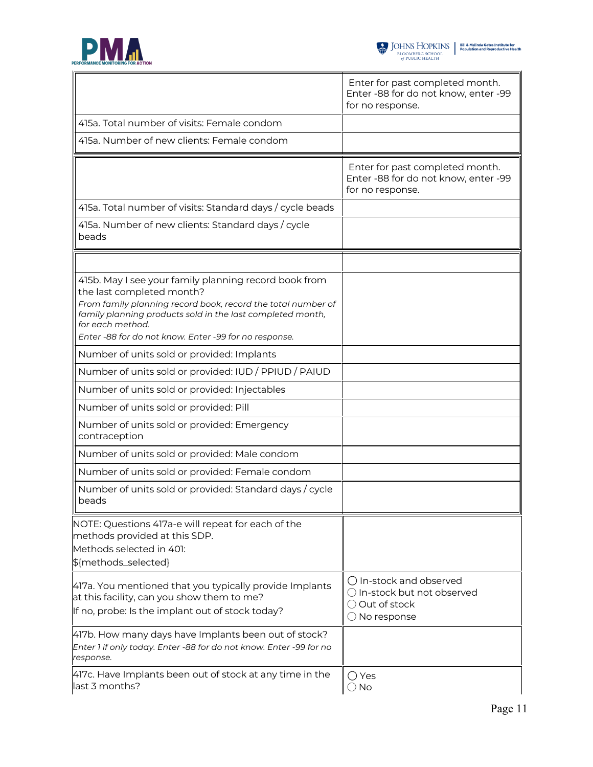| | Enter for past completed month. Enter -88 for do not know, enter -99 for no response. |
|---|---|
| 415a. Total number of visits: Female condom | |
| 415a. Number of new clients: Female condom | |

| | Enter for past completed month. Enter -88 for do not know, enter -99 for no response. |
|---|---|
| 415a. Total number of visits: Standard days / cycle beads | |
| 415a. Number of new clients: Standard days / cycle beads | |

| | |
|---|---|
| 415b. May I see your family planning record book from the last completed month?<br>*From family planning record book, record the total number of family planning products sold in the last completed month, for each method.*<br>*Enter -88 for do not know. Enter -99 for no response.* | |
| Number of units sold or provided: Implants | |
| Number of units sold or provided: IUD / PPIUD / PAIUD | |
| Number of units sold or provided: Injectables | |
| Number of units sold or provided: Pill | |
| Number of units sold or provided: Emergency contraception | |
| Number of units sold or provided: Male condom | |
| Number of units sold or provided: Female condom | |
| Number of units sold or provided: Standard days / cycle beads | |

| | |
|---|---|
| NOTE: Questions 417a-e will repeat for each of the methods provided at this SDP.<br>Methods selected in 401:<br>${methods_selected} | |
| 417a. You mentioned that you typically provide Implants at this facility, can you show them to me?<br>If no, probe: Is the implant out of stock today? | ◯ In-stock and observed<br>◯ In-stock but not observed<br>◯ Out of stock<br>◯ No response |
| 417b. How many days have Implants been out of stock?<br>*Enter 1 if only today. Enter -88 for do not know. Enter -99 for no response.* | |
| 417c. Have Implants been out of stock at any time in the last 3 months? | ◯ Yes<br>◯ No |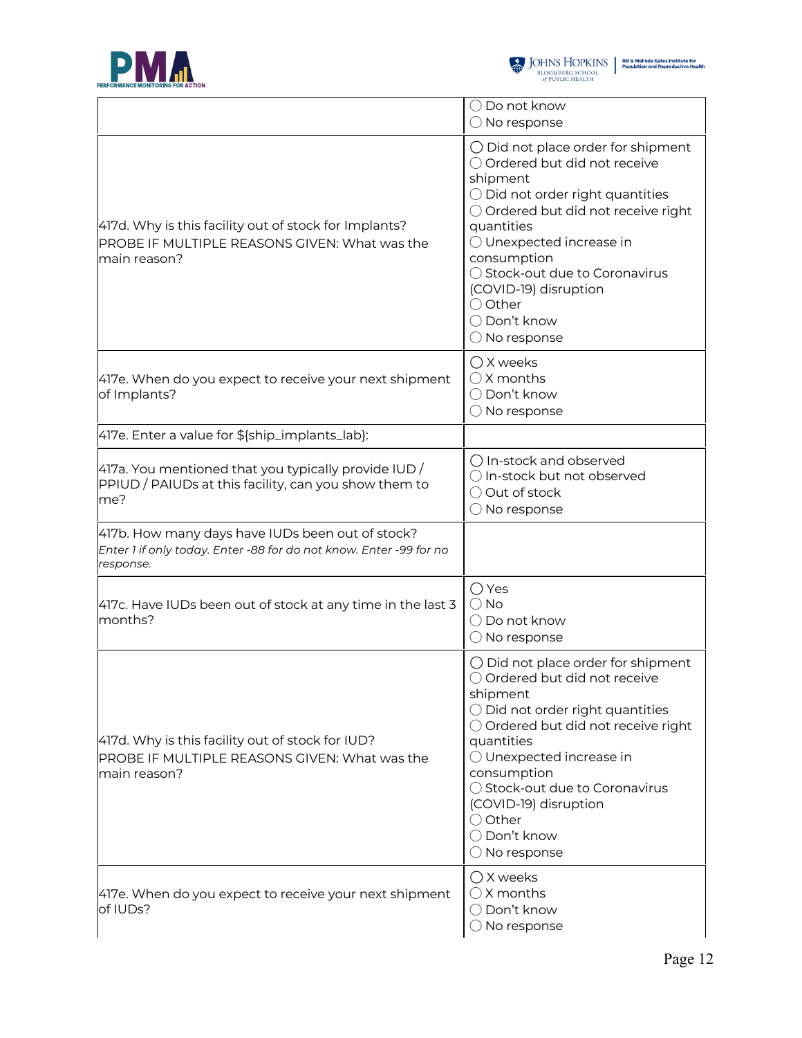| | |
|---|---|
| | ◯ Do not know<br>◯ No response |
| 417d. Why is this facility out of stock for Implants?<br>PROBE IF MULTIPLE REASONS GIVEN: What was the main reason? | ◯ Did not place order for shipment<br>◯ Ordered but did not receive shipment<br>◯ Did not order right quantities<br>◯ Ordered but did not receive right quantities<br>◯ Unexpected increase in consumption<br>◯ Stock-out due to Coronavirus (COVID-19) disruption<br>◯ Other<br>◯ Don't know<br>◯ No response |
| 417e. When do you expect to receive your next shipment of Implants? | ◯ X weeks<br>◯ X months<br>◯ Don't know<br>◯ No response |
| 417e. Enter a value for ${ship_implants_lab}: | |
| 417a. You mentioned that you typically provide IUD / PPIUD / PAIUDs at this facility, can you show them to me? | ◯ In-stock and observed<br>◯ In-stock but not observed<br>◯ Out of stock<br>◯ No response |
| 417b. How many days have IUDs been out of stock?<br>*Enter 1 if only today. Enter -88 for do not know. Enter -99 for no response.* | |
| 417c. Have IUDs been out of stock at any time in the last 3 months? | ◯ Yes<br>◯ No<br>◯ Do not know<br>◯ No response |
| 417d. Why is this facility out of stock for IUD?<br>PROBE IF MULTIPLE REASONS GIVEN: What was the main reason? | ◯ Did not place order for shipment<br>◯ Ordered but did not receive shipment<br>◯ Did not order right quantities<br>◯ Ordered but did not receive right quantities<br>◯ Unexpected increase in consumption<br>◯ Stock-out due to Coronavirus (COVID-19) disruption<br>◯ Other<br>◯ Don't know<br>◯ No response |
| 417e. When do you expect to receive your next shipment of IUDs? | ◯ X weeks<br>◯ X months<br>◯ Don't know<br>◯ No response |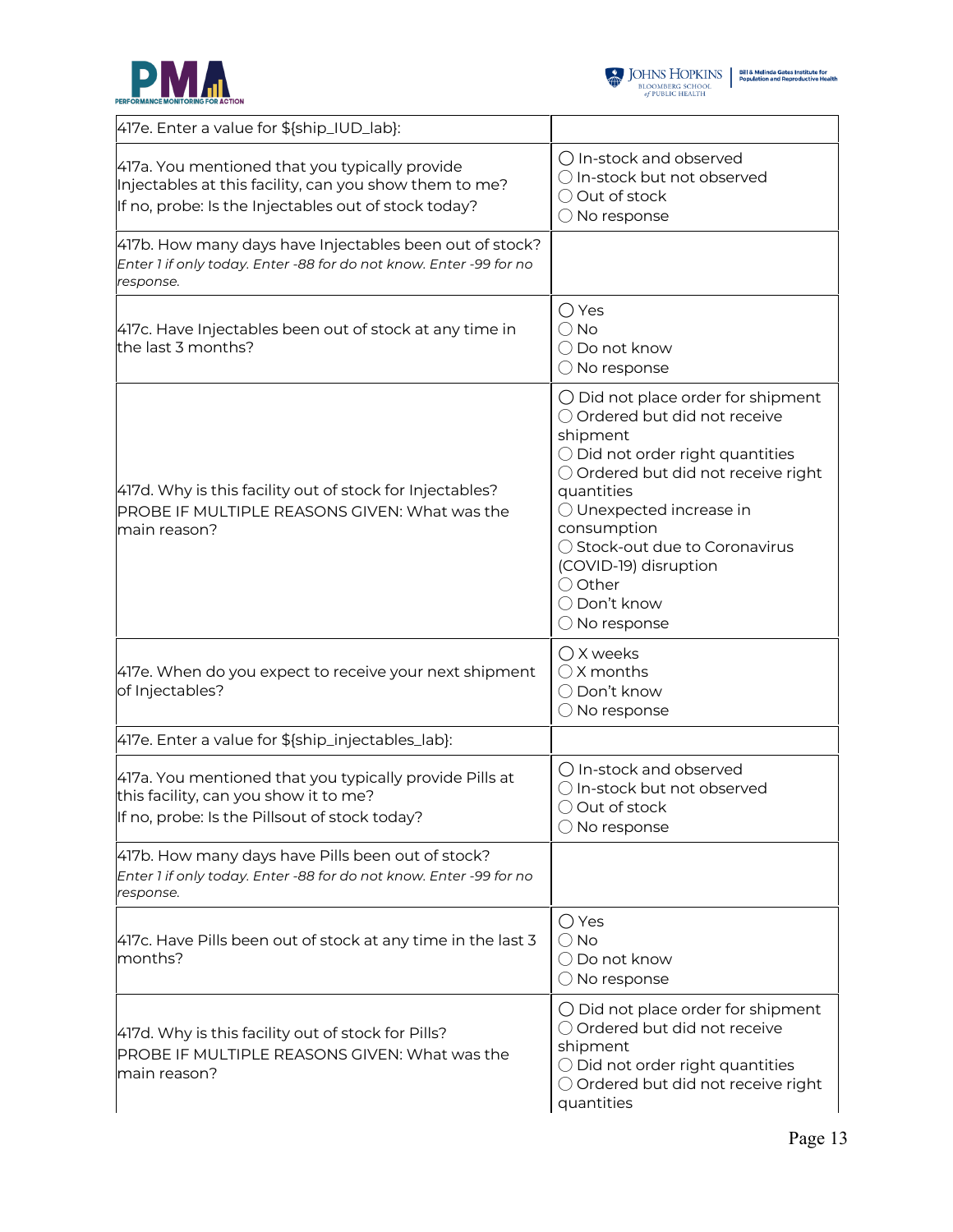| | |
|---|---|
| 417e. Enter a value for ${ship_IUD_lab}: | |
| 417a. You mentioned that you typically provide Injectables at this facility, can you show them to me?<br>If no, probe: Is the Injectables out of stock today? | ◯ In-stock and observed<br>◯ In-stock but not observed<br>◯ Out of stock<br>◯ No response |
| 417b. How many days have Injectables been out of stock?<br>*Enter 1 if only today. Enter -88 for do not know. Enter -99 for no response.* | |
| 417c. Have Injectables been out of stock at any time in the last 3 months? | ◯ Yes<br>◯ No<br>◯ Do not know<br>◯ No response |
| 417d. Why is this facility out of stock for Injectables?<br>PROBE IF MULTIPLE REASONS GIVEN: What was the main reason? | ◯ Did not place order for shipment<br>◯ Ordered but did not receive shipment<br>◯ Did not order right quantities<br>◯ Ordered but did not receive right quantities<br>◯ Unexpected increase in consumption<br>◯ Stock-out due to Coronavirus (COVID-19) disruption<br>◯ Other<br>◯ Don't know<br>◯ No response |
| 417e. When do you expect to receive your next shipment of Injectables? | ◯ X weeks<br>◯ X months<br>◯ Don't know<br>◯ No response |
| 417e. Enter a value for ${ship_injectables_lab}: | |
| 417a. You mentioned that you typically provide Pills at this facility, can you show it to me?<br>If no, probe: Is the Pillsout of stock today? | ◯ In-stock and observed<br>◯ In-stock but not observed<br>◯ Out of stock<br>◯ No response |
| 417b. How many days have Pills been out of stock?<br>*Enter 1 if only today. Enter -88 for do not know. Enter -99 for no response.* | |
| 417c. Have Pills been out of stock at any time in the last 3 months? | ◯ Yes<br>◯ No<br>◯ Do not know<br>◯ No response |
| 417d. Why is this facility out of stock for Pills?<br>PROBE IF MULTIPLE REASONS GIVEN: What was the main reason? | ◯ Did not place order for shipment<br>◯ Ordered but did not receive shipment<br>◯ Did not order right quantities<br>◯ Ordered but did not receive right quantities |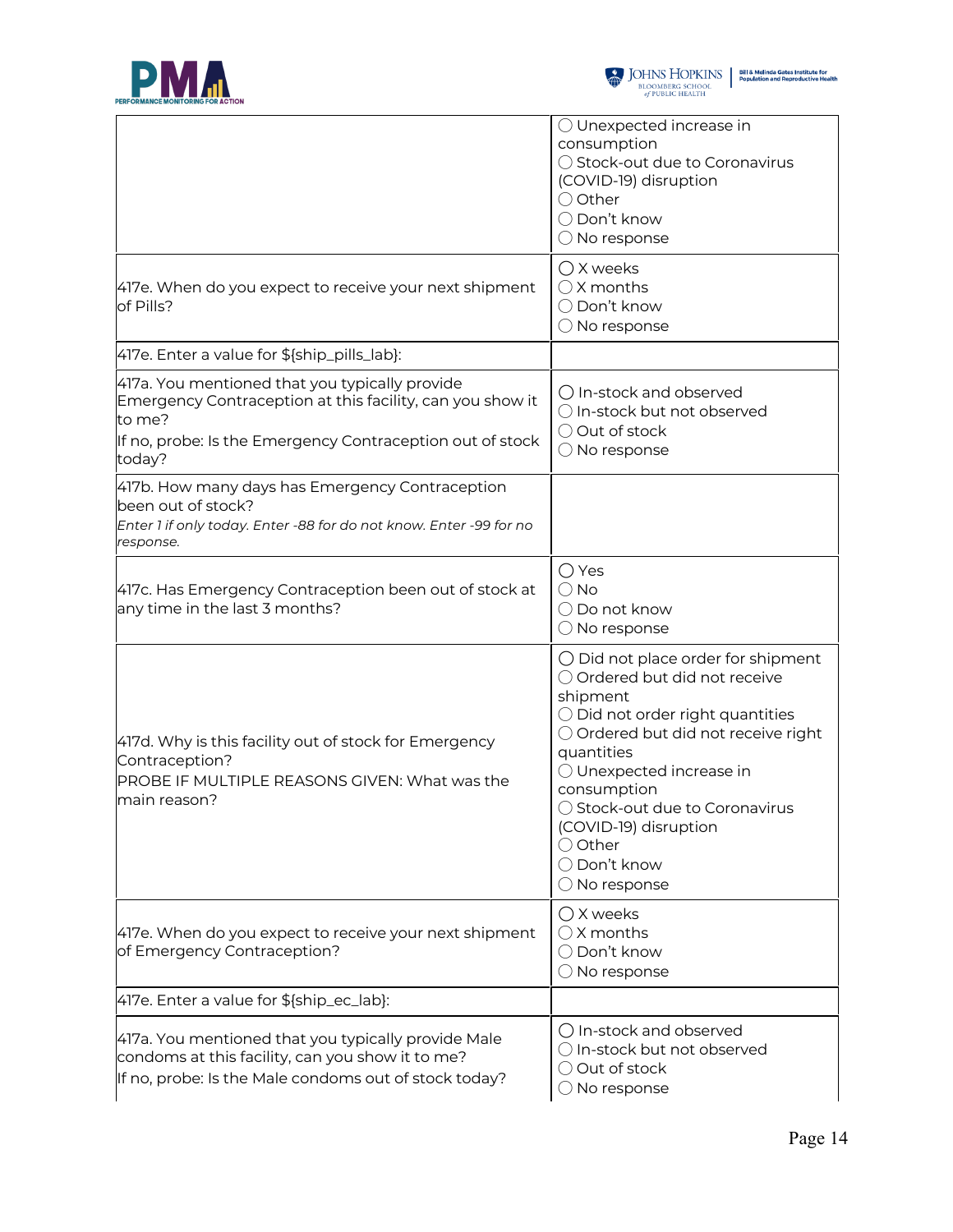| | |
|---|---|
| | ◯ Unexpected increase in consumption<br>◯ Stock-out due to Coronavirus (COVID-19) disruption<br>◯ Other<br>◯ Don't know<br>◯ No response |
| 417e. When do you expect to receive your next shipment of Pills? | ◯ X weeks<br>◯ X months<br>◯ Don't know<br>◯ No response |
| 417e. Enter a value for ${ship_pills_lab}: | |
| 417a. You mentioned that you typically provide Emergency Contraception at this facility, can you show it to me?<br>If no, probe: Is the Emergency Contraception out of stock today? | ◯ In-stock and observed<br>◯ In-stock but not observed<br>◯ Out of stock<br>◯ No response |
| 417b. How many days has Emergency Contraception been out of stock?<br>*Enter 1 if only today. Enter -88 for do not know. Enter -99 for no response.* | |
| 417c. Has Emergency Contraception been out of stock at any time in the last 3 months? | ◯ Yes<br>◯ No<br>◯ Do not know<br>◯ No response |
| 417d. Why is this facility out of stock for Emergency Contraception?<br>PROBE IF MULTIPLE REASONS GIVEN: What was the main reason? | ◯ Did not place order for shipment<br>◯ Ordered but did not receive shipment<br>◯ Did not order right quantities<br>◯ Ordered but did not receive right quantities<br>◯ Unexpected increase in consumption<br>◯ Stock-out due to Coronavirus (COVID-19) disruption<br>◯ Other<br>◯ Don't know<br>◯ No response |
| 417e. When do you expect to receive your next shipment of Emergency Contraception? | ◯ X weeks<br>◯ X months<br>◯ Don't know<br>◯ No response |
| 417e. Enter a value for ${ship_ec_lab}: | |
| 417a. You mentioned that you typically provide Male condoms at this facility, can you show it to me?<br>If no, probe: Is the Male condoms out of stock today? | ◯ In-stock and observed<br>◯ In-stock but not observed<br>◯ Out of stock<br>◯ No response |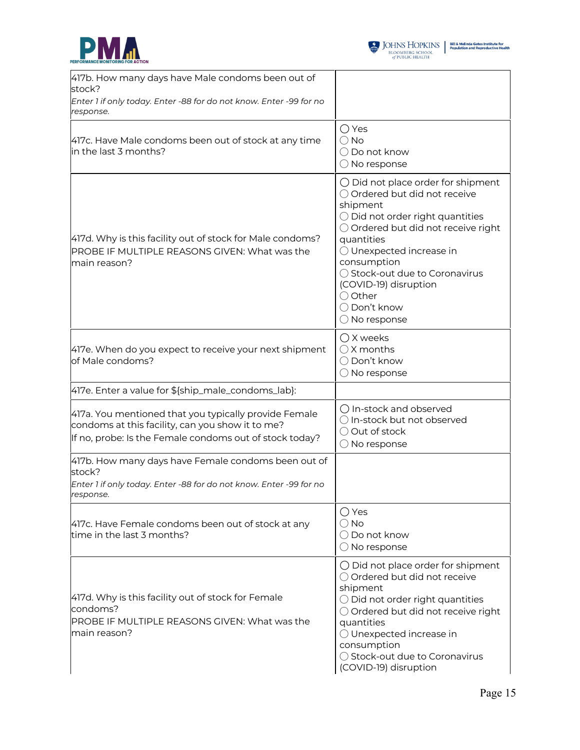| | |
|---|---|
| 417b. How many days have Male condoms been out of stock?<br>*Enter 1 if only today. Enter -88 for do not know. Enter -99 for no response.* | |
| 417c. Have Male condoms been out of stock at any time in the last 3 months? | ◯ Yes<br>◯ No<br>◯ Do not know<br>◯ No response |
| 417d. Why is this facility out of stock for Male condoms?<br>PROBE IF MULTIPLE REASONS GIVEN: What was the main reason? | ◯ Did not place order for shipment<br>◯ Ordered but did not receive shipment<br>◯ Did not order right quantities<br>◯ Ordered but did not receive right quantities<br>◯ Unexpected increase in consumption<br>◯ Stock-out due to Coronavirus (COVID-19) disruption<br>◯ Other<br>◯ Don't know<br>◯ No response |
| 417e. When do you expect to receive your next shipment of Male condoms? | ◯ X weeks<br>◯ X months<br>◯ Don't know<br>◯ No response |
| 417e. Enter a value for ${ship_male_condoms_lab}: | |
| 417a. You mentioned that you typically provide Female condoms at this facility, can you show it to me?<br>If no, probe: Is the Female condoms out of stock today? | ◯ In-stock and observed<br>◯ In-stock but not observed<br>◯ Out of stock<br>◯ No response |
| 417b. How many days have Female condoms been out of stock?<br>*Enter 1 if only today. Enter -88 for do not know. Enter -99 for no response.* | |
| 417c. Have Female condoms been out of stock at any time in the last 3 months? | ◯ Yes<br>◯ No<br>◯ Do not know<br>◯ No response |
| 417d. Why is this facility out of stock for Female condoms?<br>PROBE IF MULTIPLE REASONS GIVEN: What was the main reason? | ◯ Did not place order for shipment<br>◯ Ordered but did not receive shipment<br>◯ Did not order right quantities<br>◯ Ordered but did not receive right quantities<br>◯ Unexpected increase in consumption<br>◯ Stock-out due to Coronavirus (COVID-19) disruption |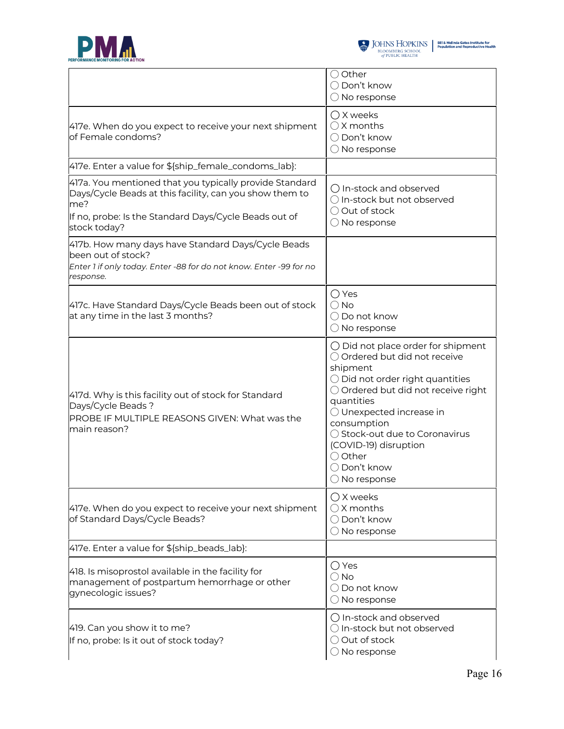| | |
|---|---|
| | ◯ Other<br>◯ Don't know<br>◯ No response |
| 417e. When do you expect to receive your next shipment of Female condoms? | ◯ X weeks<br>◯ X months<br>◯ Don't know<br>◯ No response |
| 417e. Enter a value for ${ship_female_condoms_lab}: | |
| 417a. You mentioned that you typically provide Standard Days/Cycle Beads at this facility, can you show them to me?<br>If no, probe: Is the Standard Days/Cycle Beads out of stock today? | ◯ In-stock and observed<br>◯ In-stock but not observed<br>◯ Out of stock<br>◯ No response |
| 417b. How many days have Standard Days/Cycle Beads been out of stock?<br>*Enter 1 if only today. Enter -88 for do not know. Enter -99 for no response.* | |
| 417c. Have Standard Days/Cycle Beads been out of stock at any time in the last 3 months? | ◯ Yes<br>◯ No<br>◯ Do not know<br>◯ No response |
| 417d. Why is this facility out of stock for Standard Days/Cycle Beads ?<br>PROBE IF MULTIPLE REASONS GIVEN: What was the main reason? | ◯ Did not place order for shipment<br>◯ Ordered but did not receive shipment<br>◯ Did not order right quantities<br>◯ Ordered but did not receive right quantities<br>◯ Unexpected increase in consumption<br>◯ Stock-out due to Coronavirus (COVID-19) disruption<br>◯ Other<br>◯ Don't know<br>◯ No response |
| 417e. When do you expect to receive your next shipment of Standard Days/Cycle Beads? | ◯ X weeks<br>◯ X months<br>◯ Don't know<br>◯ No response |
| 417e. Enter a value for ${ship_beads_lab}: | |
| 418. Is misoprostol available in the facility for management of postpartum hemorrhage or other gynecologic issues? | ◯ Yes<br>◯ No<br>◯ Do not know<br>◯ No response |
| 419. Can you show it to me?<br>If no, probe: Is it out of stock today? | ◯ In-stock and observed<br>◯ In-stock but not observed<br>◯ Out of stock<br>◯ No response |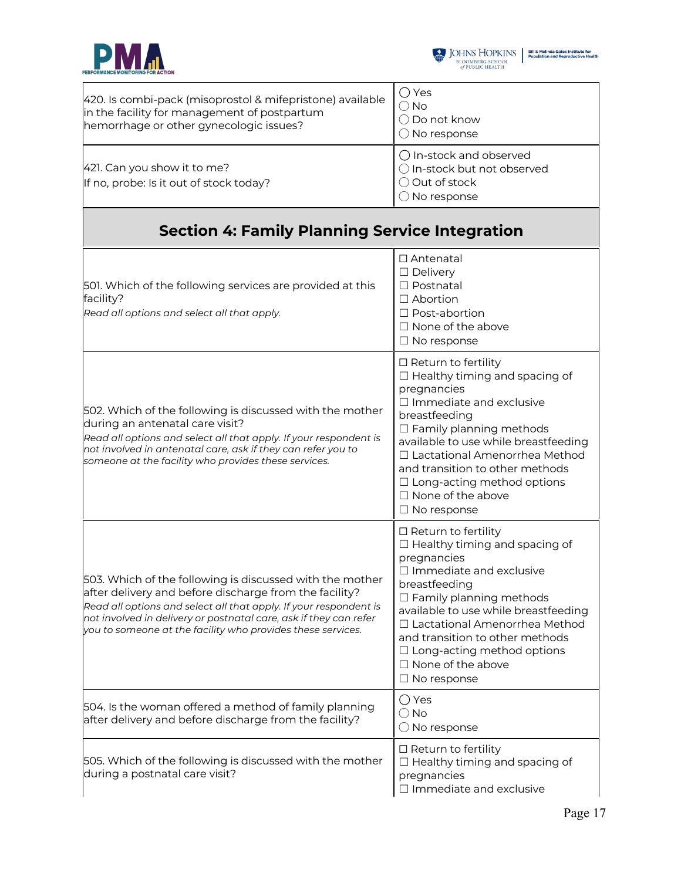| | |
|---|---|
| 420. Is combi-pack (misoprostol & mifepristone) available in the facility for management of postpartum hemorrhage or other gynecologic issues? | ◯ Yes<br>◯ No<br>◯ Do not know<br>◯ No response |
| 421. Can you show it to me?<br>If no, probe: Is it out of stock today? | ◯ In-stock and observed<br>◯ In-stock but not observed<br>◯ Out of stock<br>◯ No response |

## Section 4: Family Planning Service Integration

| | |
|---|---|
| 501. Which of the following services are provided at this facility?<br>*Read all options and select all that apply.* | ☐ Antenatal<br>☐ Delivery<br>☐ Postnatal<br>☐ Abortion<br>☐ Post-abortion<br>☐ None of the above<br>☐ No response |
| 502. Which of the following is discussed with the mother during an antenatal care visit?<br>*Read all options and select all that apply. If your respondent is not involved in antenatal care, ask if they can refer you to someone at the facility who provides these services.* | ☐ Return to fertility<br>☐ Healthy timing and spacing of pregnancies<br>☐ Immediate and exclusive breastfeeding<br>☐ Family planning methods available to use while breastfeeding<br>☐ Lactational Amenorrhea Method and transition to other methods<br>☐ Long-acting method options<br>☐ None of the above<br>☐ No response |
| 503. Which of the following is discussed with the mother after delivery and before discharge from the facility?<br>*Read all options and select all that apply. If your respondent is not involved in delivery or postnatal care, ask if they can refer you to someone at the facility who provides these services.* | ☐ Return to fertility<br>☐ Healthy timing and spacing of pregnancies<br>☐ Immediate and exclusive breastfeeding<br>☐ Family planning methods available to use while breastfeeding<br>☐ Lactational Amenorrhea Method and transition to other methods<br>☐ Long-acting method options<br>☐ None of the above<br>☐ No response |
| 504. Is the woman offered a method of family planning after delivery and before discharge from the facility? | ◯ Yes<br>◯ No<br>◯ No response |
| 505. Which of the following is discussed with the mother during a postnatal care visit? | ☐ Return to fertility<br>☐ Healthy timing and spacing of pregnancies<br>☐ Immediate and exclusive |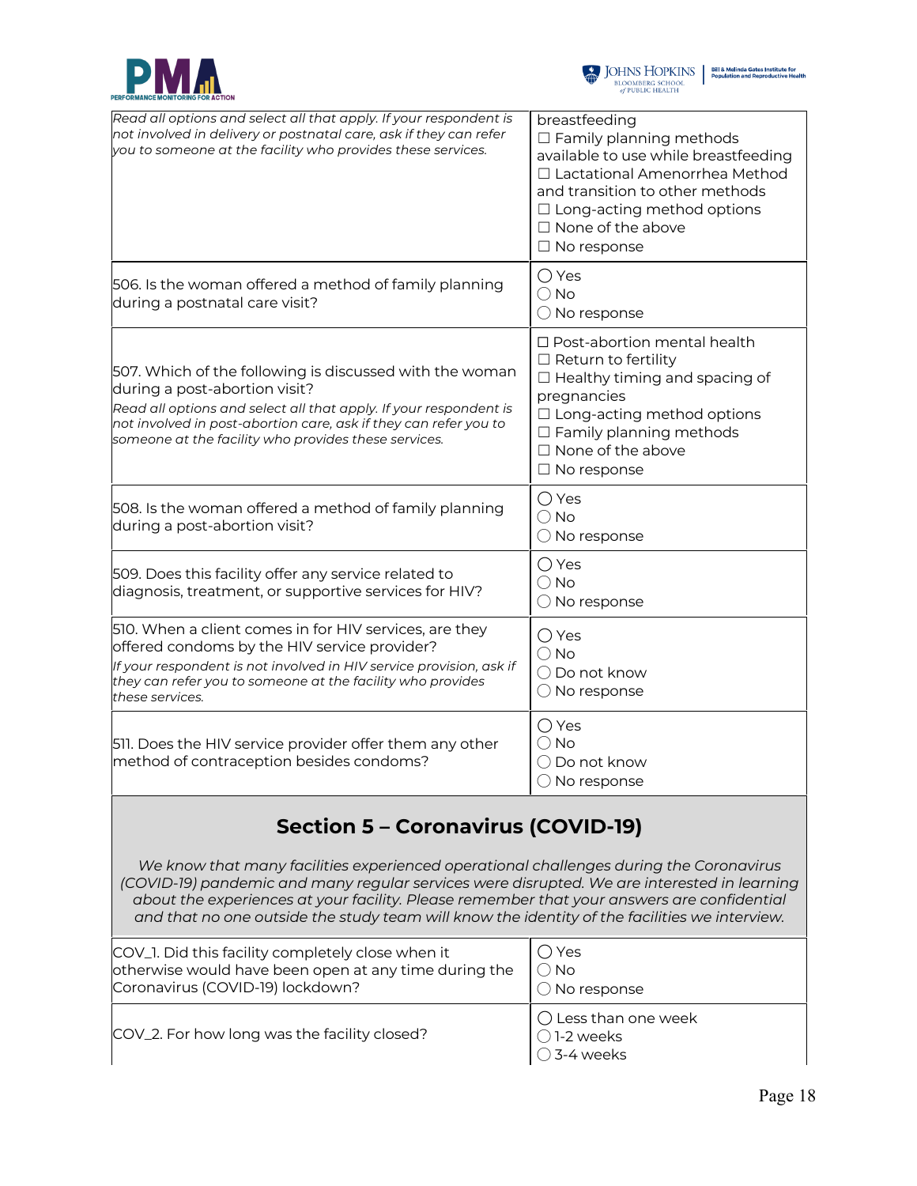| | |
|---|---|
| *Read all options and select all that apply. If your respondent is not involved in delivery or postnatal care, ask if they can refer you to someone at the facility who provides these services.* | breastfeeding<br>☐ Family planning methods available to use while breastfeeding<br>☐ Lactational Amenorrhea Method and transition to other methods<br>☐ Long-acting method options<br>☐ None of the above<br>☐ No response |
| 506. Is the woman offered a method of family planning during a postnatal care visit? | ◯ Yes<br>◯ No<br>◯ No response |
| 507. Which of the following is discussed with the woman during a post-abortion visit?<br>*Read all options and select all that apply. If your respondent is not involved in post-abortion care, ask if they can refer you to someone at the facility who provides these services.* | ☐ Post-abortion mental health<br>☐ Return to fertility<br>☐ Healthy timing and spacing of pregnancies<br>☐ Long-acting method options<br>☐ Family planning methods<br>☐ None of the above<br>☐ No response |
| 508. Is the woman offered a method of family planning during a post-abortion visit? | ◯ Yes<br>◯ No<br>◯ No response |
| 509. Does this facility offer any service related to diagnosis, treatment, or supportive services for HIV? | ◯ Yes<br>◯ No<br>◯ No response |
| 510. When a client comes in for HIV services, are they offered condoms by the HIV service provider?<br>*If your respondent is not involved in HIV service provision, ask if they can refer you to someone at the facility who provides these services.* | ◯ Yes<br>◯ No<br>◯ Do not know<br>◯ No response |
| 511. Does the HIV service provider offer them any other method of contraception besides condoms? | ◯ Yes<br>◯ No<br>◯ Do not know<br>◯ No response |

## Section 5 – Coronavirus (COVID-19)

*We know that many facilities experienced operational challenges during the Coronavirus (COVID-19) pandemic and many regular services were disrupted. We are interested in learning about the experiences at your facility. Please remember that your answers are confidential and that no one outside the study team will know the identity of the facilities we interview.*

| | |
|---|---|
| COV_1. Did this facility completely close when it otherwise would have been open at any time during the Coronavirus (COVID-19) lockdown? | ◯ Yes<br>◯ No<br>◯ No response |
| COV_2. For how long was the facility closed? | ◯ Less than one week<br>◯ 1-2 weeks<br>◯ 3-4 weeks |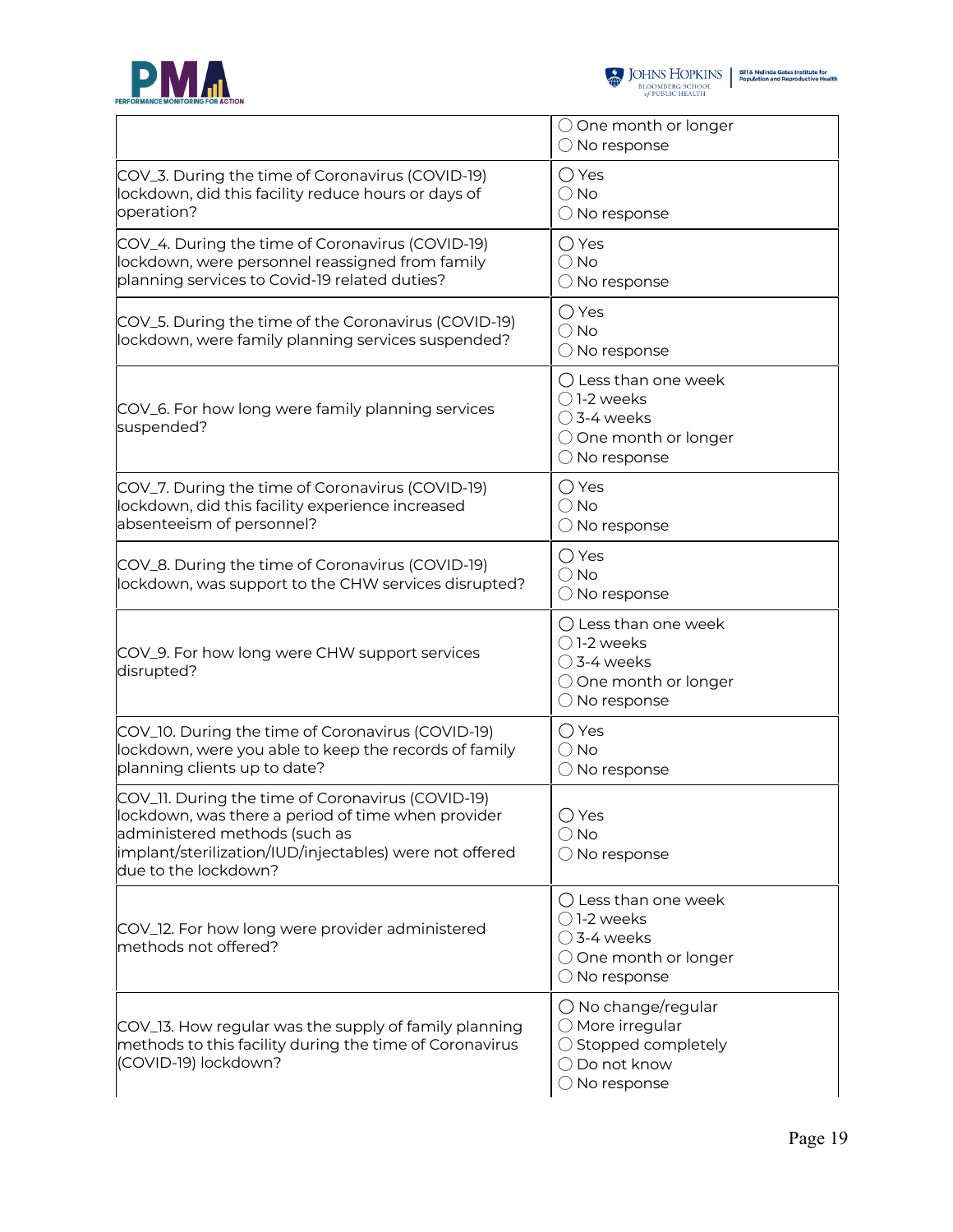| | |
|---|---|
| | ◯ One month or longer<br>◯ No response |
| COV_3. During the time of Coronavirus (COVID-19) lockdown, did this facility reduce hours or days of operation? | ◯ Yes<br>◯ No<br>◯ No response |
| COV_4. During the time of Coronavirus (COVID-19) lockdown, were personnel reassigned from family planning services to Covid-19 related duties? | ◯ Yes<br>◯ No<br>◯ No response |
| COV_5. During the time of the Coronavirus (COVID-19) lockdown, were family planning services suspended? | ◯ Yes<br>◯ No<br>◯ No response |
| COV_6. For how long were family planning services suspended? | ◯ Less than one week<br>◯ 1-2 weeks<br>◯ 3-4 weeks<br>◯ One month or longer<br>◯ No response |
| COV_7. During the time of Coronavirus (COVID-19) lockdown, did this facility experience increased absenteeism of personnel? | ◯ Yes<br>◯ No<br>◯ No response |
| COV_8. During the time of Coronavirus (COVID-19) lockdown, was support to the CHW services disrupted? | ◯ Yes<br>◯ No<br>◯ No response |
| COV_9. For how long were CHW support services disrupted? | ◯ Less than one week<br>◯ 1-2 weeks<br>◯ 3-4 weeks<br>◯ One month or longer<br>◯ No response |
| COV_10. During the time of Coronavirus (COVID-19) lockdown, were you able to keep the records of family planning clients up to date? | ◯ Yes<br>◯ No<br>◯ No response |
| COV_11. During the time of Coronavirus (COVID-19) lockdown, was there a period of time when provider administered methods (such as implant/sterilization/IUD/injectables) were not offered due to the lockdown? | ◯ Yes<br>◯ No<br>◯ No response |
| COV_12. For how long were provider administered methods not offered? | ◯ Less than one week<br>◯ 1-2 weeks<br>◯ 3-4 weeks<br>◯ One month or longer<br>◯ No response |
| COV_13. How regular was the supply of family planning methods to this facility during the time of Coronavirus (COVID-19) lockdown? | ◯ No change/regular<br>◯ More irregular<br>◯ Stopped completely<br>◯ Do not know<br>◯ No response |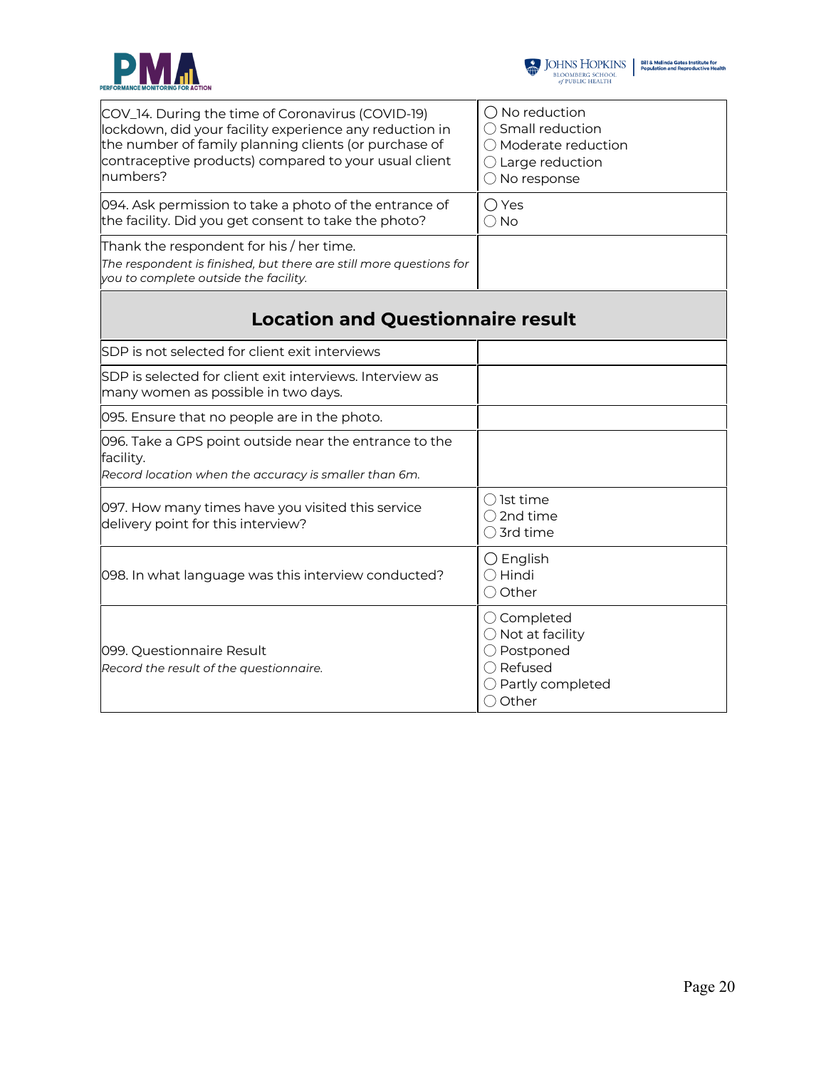| | |
|---|---|
| COV_14. During the time of Coronavirus (COVID-19) lockdown, did your facility experience any reduction in the number of family planning clients (or purchase of contraceptive products) compared to your usual client numbers? | ◯ No reduction<br>◯ Small reduction<br>◯ Moderate reduction<br>◯ Large reduction<br>◯ No response |
| 094. Ask permission to take a photo of the entrance of the facility. Did you get consent to take the photo? | ◯ Yes<br>◯ No |
| Thank the respondent for his / her time.<br>*The respondent is finished, but there are still more questions for you to complete outside the facility.* | |

## Location and Questionnaire result

| | |
|---|---|
| SDP is not selected for client exit interviews | |
| SDP is selected for client exit interviews. Interview as many women as possible in two days. | |
| 095. Ensure that no people are in the photo. | |
| 096. Take a GPS point outside near the entrance to the facility.<br>*Record location when the accuracy is smaller than 6m.* | |
| 097. How many times have you visited this service delivery point for this interview? | ◯ 1st time<br>◯ 2nd time<br>◯ 3rd time |
| 098. In what language was this interview conducted? | ◯ English<br>◯ Hindi<br>◯ Other |
| 099. Questionnaire Result<br>*Record the result of the questionnaire.* | ◯ Completed<br>◯ Not at facility<br>◯ Postponed<br>◯ Refused<br>◯ Partly completed<br>◯ Other |